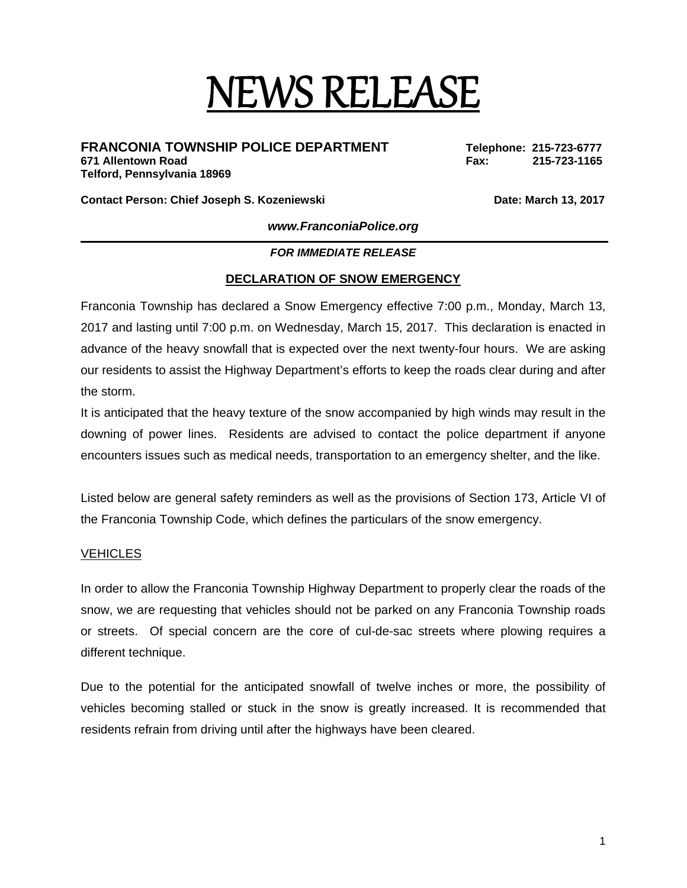# NEWS RELEASE

**FRANCONIA TOWNSHIP POLICE DEPARTMENT** **Telephone: 215-723-6777**
**671 Allentown Road** **Fax: 215-723-1165**
**Telford, Pennsylvania 18969**

**Contact Person: Chief Joseph S. Kozeniewski** **Date: March 13, 2017**

***www.FranconiaPolice.org***

---

***FOR IMMEDIATE RELEASE***

## DECLARATION OF SNOW EMERGENCY

Franconia Township has declared a Snow Emergency effective 7:00 p.m., Monday, March 13, 2017 and lasting until 7:00 p.m. on Wednesday, March 15, 2017. This declaration is enacted in advance of the heavy snowfall that is expected over the next twenty-four hours. We are asking our residents to assist the Highway Department's efforts to keep the roads clear during and after the storm.

It is anticipated that the heavy texture of the snow accompanied by high winds may result in the downing of power lines. Residents are advised to contact the police department if anyone encounters issues such as medical needs, transportation to an emergency shelter, and the like.

Listed below are general safety reminders as well as the provisions of Section 173, Article VI of the Franconia Township Code, which defines the particulars of the snow emergency.

### VEHICLES

In order to allow the Franconia Township Highway Department to properly clear the roads of the snow, we are requesting that vehicles should not be parked on any Franconia Township roads or streets. Of special concern are the core of cul-de-sac streets where plowing requires a different technique.

Due to the potential for the anticipated snowfall of twelve inches or more, the possibility of vehicles becoming stalled or stuck in the snow is greatly increased. It is recommended that residents refrain from driving until after the highways have been cleared.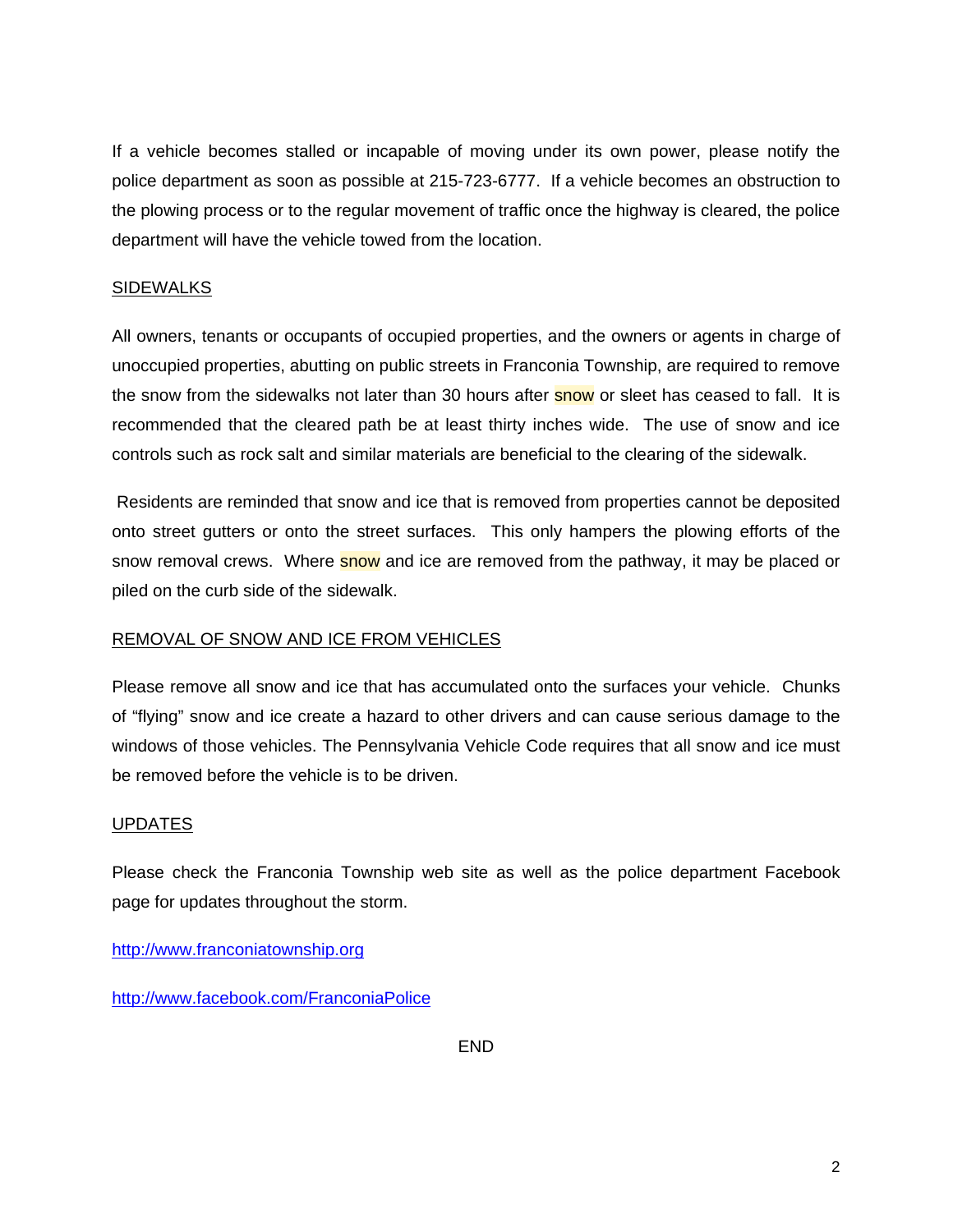If a vehicle becomes stalled or incapable of moving under its own power, please notify the police department as soon as possible at 215-723-6777. If a vehicle becomes an obstruction to the plowing process or to the regular movement of traffic once the highway is cleared, the police department will have the vehicle towed from the location.

## SIDEWALKS

All owners, tenants or occupants of occupied properties, and the owners or agents in charge of unoccupied properties, abutting on public streets in Franconia Township, are required to remove the snow from the sidewalks not later than 30 hours after snow or sleet has ceased to fall. It is recommended that the cleared path be at least thirty inches wide. The use of snow and ice controls such as rock salt and similar materials are beneficial to the clearing of the sidewalk.

Residents are reminded that snow and ice that is removed from properties cannot be deposited onto street gutters or onto the street surfaces. This only hampers the plowing efforts of the snow removal crews. Where snow and ice are removed from the pathway, it may be placed or piled on the curb side of the sidewalk.

## REMOVAL OF SNOW AND ICE FROM VEHICLES

Please remove all snow and ice that has accumulated onto the surfaces your vehicle. Chunks of "flying" snow and ice create a hazard to other drivers and can cause serious damage to the windows of those vehicles. The Pennsylvania Vehicle Code requires that all snow and ice must be removed before the vehicle is to be driven.

## UPDATES

Please check the Franconia Township web site as well as the police department Facebook page for updates throughout the storm.

http://www.franconiatownship.org

http://www.facebook.com/FranconiaPolice

END